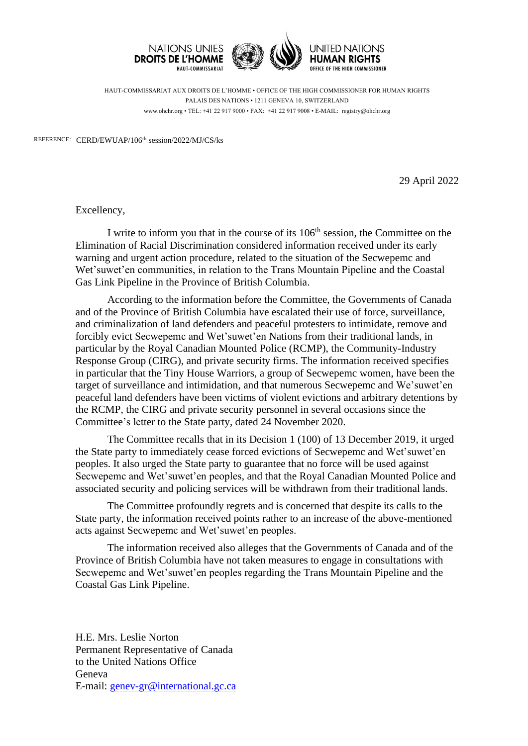NATIONS UNIES
**DROITS DE L'HOMME**
HAUT-COMMISSARIAT

UNITED NATIONS
**HUMAN RIGHTS**
OFFICE OF THE HIGH COMMISSIONER

HAUT-COMMISSARIAT AUX DROITS DE L'HOMME • OFFICE OF THE HIGH COMMISSIONER FOR HUMAN RIGHTS
PALAIS DES NATIONS • 1211 GENEVA 10, SWITZERLAND
www.ohchr.org • TEL: +41 22 917 9000 • FAX: +41 22 917 9008 • E-MAIL: registry@ohchr.org

REFERENCE: CERD/EWUAP/106th session/2022/MJ/CS/ks

29 April 2022

Excellency,

I write to inform you that in the course of its 106th session, the Committee on the Elimination of Racial Discrimination considered information received under its early warning and urgent action procedure, related to the situation of the Secwepemc and Wet'suwet'en communities, in relation to the Trans Mountain Pipeline and the Coastal Gas Link Pipeline in the Province of British Columbia.

According to the information before the Committee, the Governments of Canada and of the Province of British Columbia have escalated their use of force, surveillance, and criminalization of land defenders and peaceful protesters to intimidate, remove and forcibly evict Secwepemc and Wet'suwet'en Nations from their traditional lands, in particular by the Royal Canadian Mounted Police (RCMP), the Community-Industry Response Group (CIRG), and private security firms. The information received specifies in particular that the Tiny House Warriors, a group of Secwepemc women, have been the target of surveillance and intimidation, and that numerous Secwepemc and We'suwet'en peaceful land defenders have been victims of violent evictions and arbitrary detentions by the RCMP, the CIRG and private security personnel in several occasions since the Committee's letter to the State party, dated 24 November 2020.

The Committee recalls that in its Decision 1 (100) of 13 December 2019, it urged the State party to immediately cease forced evictions of Secwepemc and Wet'suwet'en peoples. It also urged the State party to guarantee that no force will be used against Secwepemc and Wet'suwet'en peoples, and that the Royal Canadian Mounted Police and associated security and policing services will be withdrawn from their traditional lands.

The Committee profoundly regrets and is concerned that despite its calls to the State party, the information received points rather to an increase of the above-mentioned acts against Secwepemc and Wet'suwet'en peoples.

The information received also alleges that the Governments of Canada and of the Province of British Columbia have not taken measures to engage in consultations with Secwepemc and Wet'suwet'en peoples regarding the Trans Mountain Pipeline and the Coastal Gas Link Pipeline.

H.E. Mrs. Leslie Norton
Permanent Representative of Canada
to the United Nations Office
Geneva
E-mail: genev-gr@international.gc.ca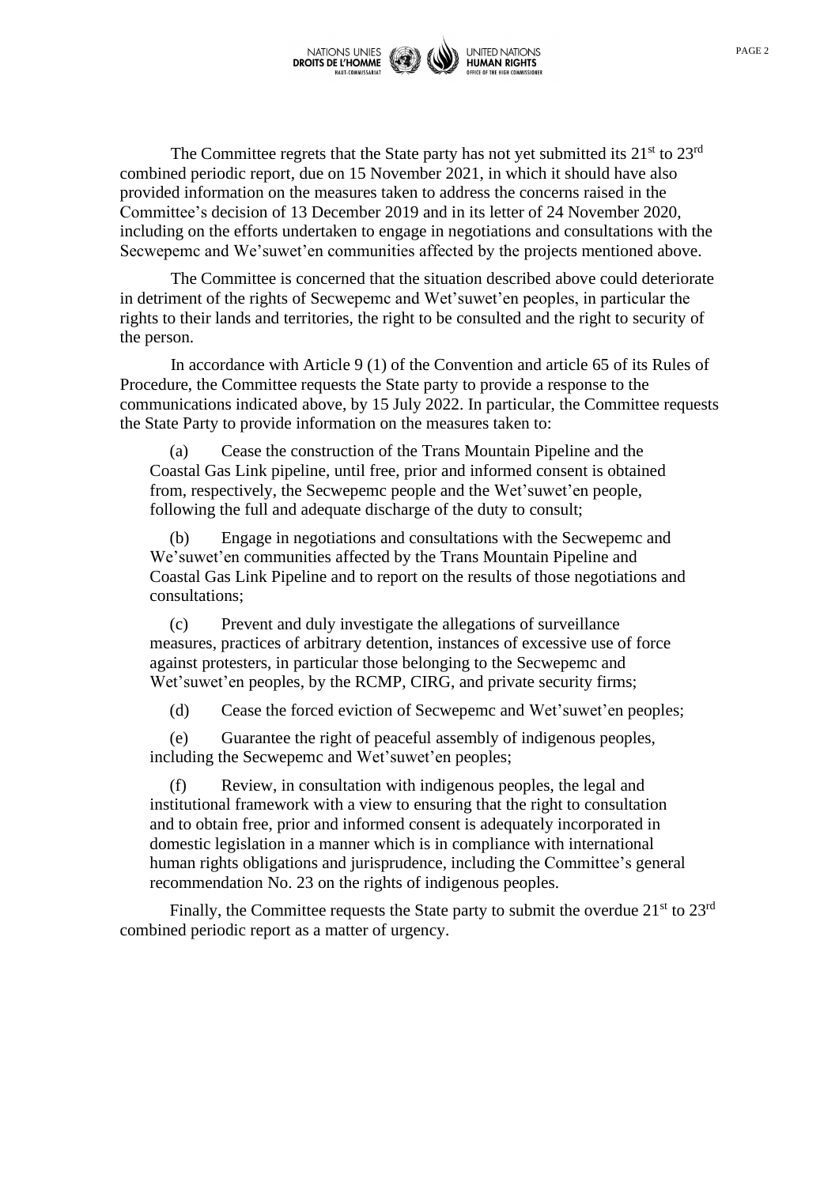The Committee regrets that the State party has not yet submitted its 21st to 23rd combined periodic report, due on 15 November 2021, in which it should have also provided information on the measures taken to address the concerns raised in the Committee's decision of 13 December 2019 and in its letter of 24 November 2020, including on the efforts undertaken to engage in negotiations and consultations with the Secwepemc and We'suwet'en communities affected by the projects mentioned above.

The Committee is concerned that the situation described above could deteriorate in detriment of the rights of Secwepemc and Wet'suwet'en peoples, in particular the rights to their lands and territories, the right to be consulted and the right to security of the person.

In accordance with Article 9 (1) of the Convention and article 65 of its Rules of Procedure, the Committee requests the State party to provide a response to the communications indicated above, by 15 July 2022. In particular, the Committee requests the State Party to provide information on the measures taken to:

(a) Cease the construction of the Trans Mountain Pipeline and the Coastal Gas Link pipeline, until free, prior and informed consent is obtained from, respectively, the Secwepemc people and the Wet'suwet'en people, following the full and adequate discharge of the duty to consult;

(b) Engage in negotiations and consultations with the Secwepemc and We'suwet'en communities affected by the Trans Mountain Pipeline and Coastal Gas Link Pipeline and to report on the results of those negotiations and consultations;

(c) Prevent and duly investigate the allegations of surveillance measures, practices of arbitrary detention, instances of excessive use of force against protesters, in particular those belonging to the Secwepemc and Wet'suwet'en peoples, by the RCMP, CIRG, and private security firms;

(d) Cease the forced eviction of Secwepemc and Wet'suwet'en peoples;

(e) Guarantee the right of peaceful assembly of indigenous peoples, including the Secwepemc and Wet'suwet'en peoples;

(f) Review, in consultation with indigenous peoples, the legal and institutional framework with a view to ensuring that the right to consultation and to obtain free, prior and informed consent is adequately incorporated in domestic legislation in a manner which is in compliance with international human rights obligations and jurisprudence, including the Committee's general recommendation No. 23 on the rights of indigenous peoples.

Finally, the Committee requests the State party to submit the overdue 21st to 23rd combined periodic report as a matter of urgency.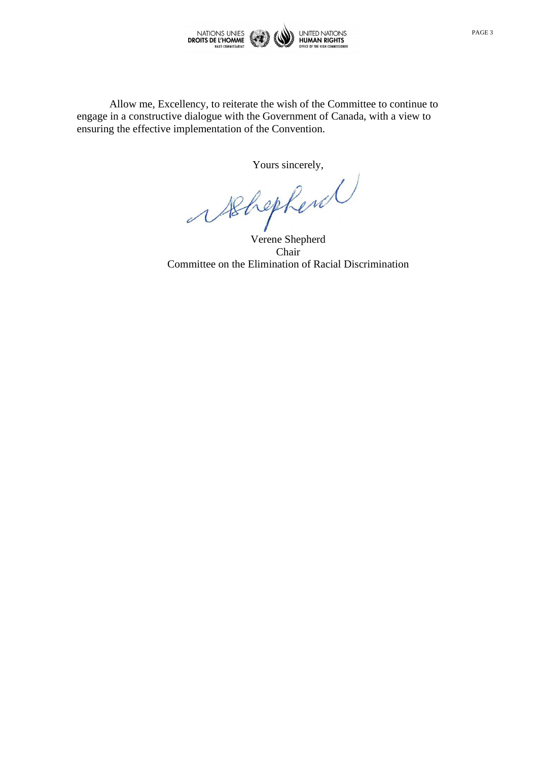Allow me, Excellency, to reiterate the wish of the Committee to continue to engage in a constructive dialogue with the Government of Canada, with a view to ensuring the effective implementation of the Convention.

Yours sincerely,

Verene Shepherd
Chair
Committee on the Elimination of Racial Discrimination